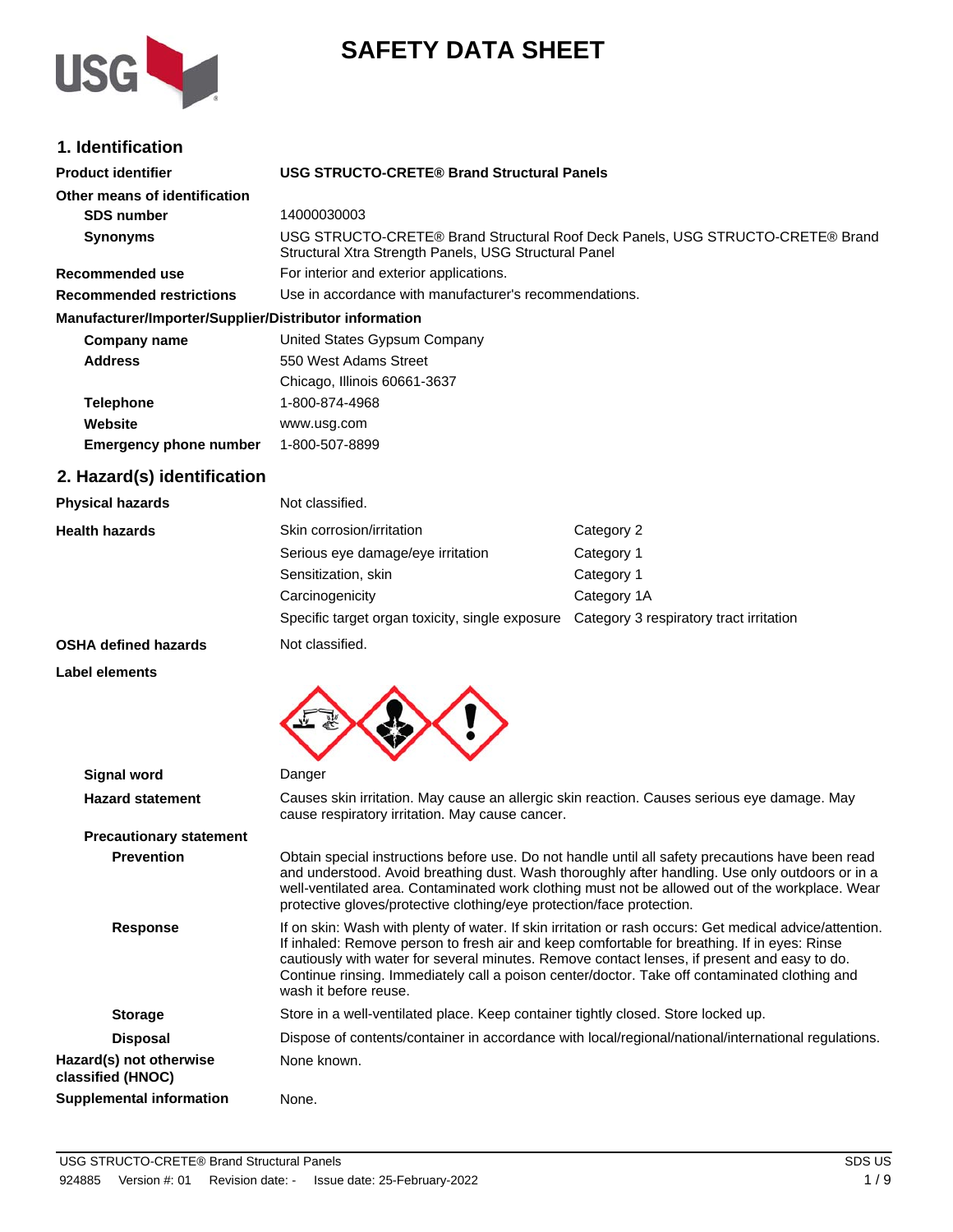# SAFETY DATA SHEET

## 1. Identification

**Product identifier** **USG STRUCTO-CRETE® Brand Structural Panels**

**Other means of identification**

**SDS number** 14000030003

**Synonyms** USG STRUCTO-CRETE® Brand Structural Roof Deck Panels, USG STRUCTO-CRETE® Brand Structural Xtra Strength Panels, USG Structural Panel

**Recommended use** For interior and exterior applications.

**Recommended restrictions** Use in accordance with manufacturer's recommendations.

**Manufacturer/Importer/Supplier/Distributor information**

**Company name** United States Gypsum Company

**Address** 550 West Adams Street
Chicago, Illinois 60661-3637

**Telephone** 1-800-874-4968

**Website** www.usg.com

**Emergency phone number** 1-800-507-8899

## 2. Hazard(s) identification

**Physical hazards** Not classified.

**Health hazards**

| Hazard | Category |
|---|---|
| Skin corrosion/irritation | Category 2 |
| Serious eye damage/eye irritation | Category 1 |
| Sensitization, skin | Category 1 |
| Carcinogenicity | Category 1A |
| Specific target organ toxicity, single exposure | Category 3 respiratory tract irritation |

**OSHA defined hazards** Not classified.

**Label elements**

**Signal word** Danger

**Hazard statement** Causes skin irritation. May cause an allergic skin reaction. Causes serious eye damage. May cause respiratory irritation. May cause cancer.

**Precautionary statement**

**Prevention** Obtain special instructions before use. Do not handle until all safety precautions have been read and understood. Avoid breathing dust. Wash thoroughly after handling. Use only outdoors or in a well-ventilated area. Contaminated work clothing must not be allowed out of the workplace. Wear protective gloves/protective clothing/eye protection/face protection.

**Response** If on skin: Wash with plenty of water. If skin irritation or rash occurs: Get medical advice/attention. If inhaled: Remove person to fresh air and keep comfortable for breathing. If in eyes: Rinse cautiously with water for several minutes. Remove contact lenses, if present and easy to do. Continue rinsing. Immediately call a poison center/doctor. Take off contaminated clothing and wash it before reuse.

**Storage** Store in a well-ventilated place. Keep container tightly closed. Store locked up.

**Disposal** Dispose of contents/container in accordance with local/regional/national/international regulations.

**Hazard(s) not otherwise classified (HNOC)** None known.

**Supplemental information** None.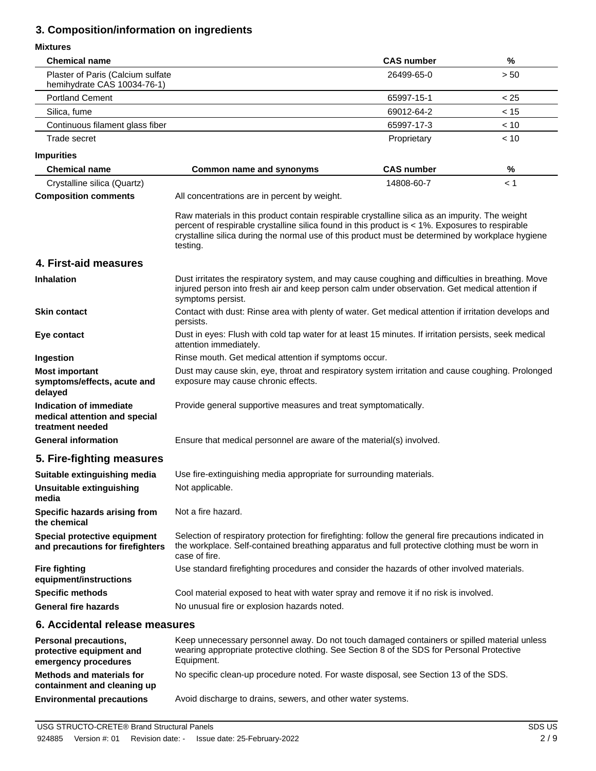## 3. Composition/information on ingredients

**Mixtures**

| Chemical name | CAS number | % |
|---|---|---|
| Plaster of Paris (Calcium sulfate hemihydrate CAS 10034-76-1) | 26499-65-0 | > 50 |
| Portland Cement | 65997-15-1 | < 25 |
| Silica, fume | 69012-64-2 | < 15 |
| Continuous filament glass fiber | 65997-17-3 | < 10 |
| Trade secret | Proprietary | < 10 |

**Impurities**

| Chemical name | Common name and synonyms | CAS number | % |
|---|---|---|---|
| Crystalline silica (Quartz) | | 14808-60-7 | < 1 |

**Composition comments**

All concentrations are in percent by weight.

Raw materials in this product contain respirable crystalline silica as an impurity. The weight percent of respirable crystalline silica found in this product is < 1%. Exposures to respirable crystalline silica during the normal use of this product must be determined by workplace hygiene testing.

## 4. First-aid measures

**Inhalation**
Dust irritates the respiratory system, and may cause coughing and difficulties in breathing. Move injured person into fresh air and keep person calm under observation. Get medical attention if symptoms persist.

**Skin contact**
Contact with dust: Rinse area with plenty of water. Get medical attention if irritation develops and persists.

**Eye contact**
Dust in eyes: Flush with cold tap water for at least 15 minutes. If irritation persists, seek medical attention immediately.

**Ingestion**
Rinse mouth. Get medical attention if symptoms occur.

**Most important symptoms/effects, acute and delayed**
Dust may cause skin, eye, throat and respiratory system irritation and cause coughing. Prolonged exposure may cause chronic effects.

**Indication of immediate medical attention and special treatment needed**
Provide general supportive measures and treat symptomatically.

**General information**
Ensure that medical personnel are aware of the material(s) involved.

## 5. Fire-fighting measures

**Suitable extinguishing media**
Use fire-extinguishing media appropriate for surrounding materials.

**Unsuitable extinguishing media**
Not applicable.

**Specific hazards arising from the chemical**
Not a fire hazard.

**Special protective equipment and precautions for firefighters**
Selection of respiratory protection for firefighting: follow the general fire precautions indicated in the workplace. Self-contained breathing apparatus and full protective clothing must be worn in case of fire.

**Fire fighting equipment/instructions**
Use standard firefighting procedures and consider the hazards of other involved materials.

**Specific methods**
Cool material exposed to heat with water spray and remove it if no risk is involved.

**General fire hazards**
No unusual fire or explosion hazards noted.

## 6. Accidental release measures

**Personal precautions, protective equipment and emergency procedures**
Keep unnecessary personnel away. Do not touch damaged containers or spilled material unless wearing appropriate protective clothing. See Section 8 of the SDS for Personal Protective Equipment.

**Methods and materials for containment and cleaning up**
No specific clean-up procedure noted. For waste disposal, see Section 13 of the SDS.

**Environmental precautions**
Avoid discharge to drains, sewers, and other water systems.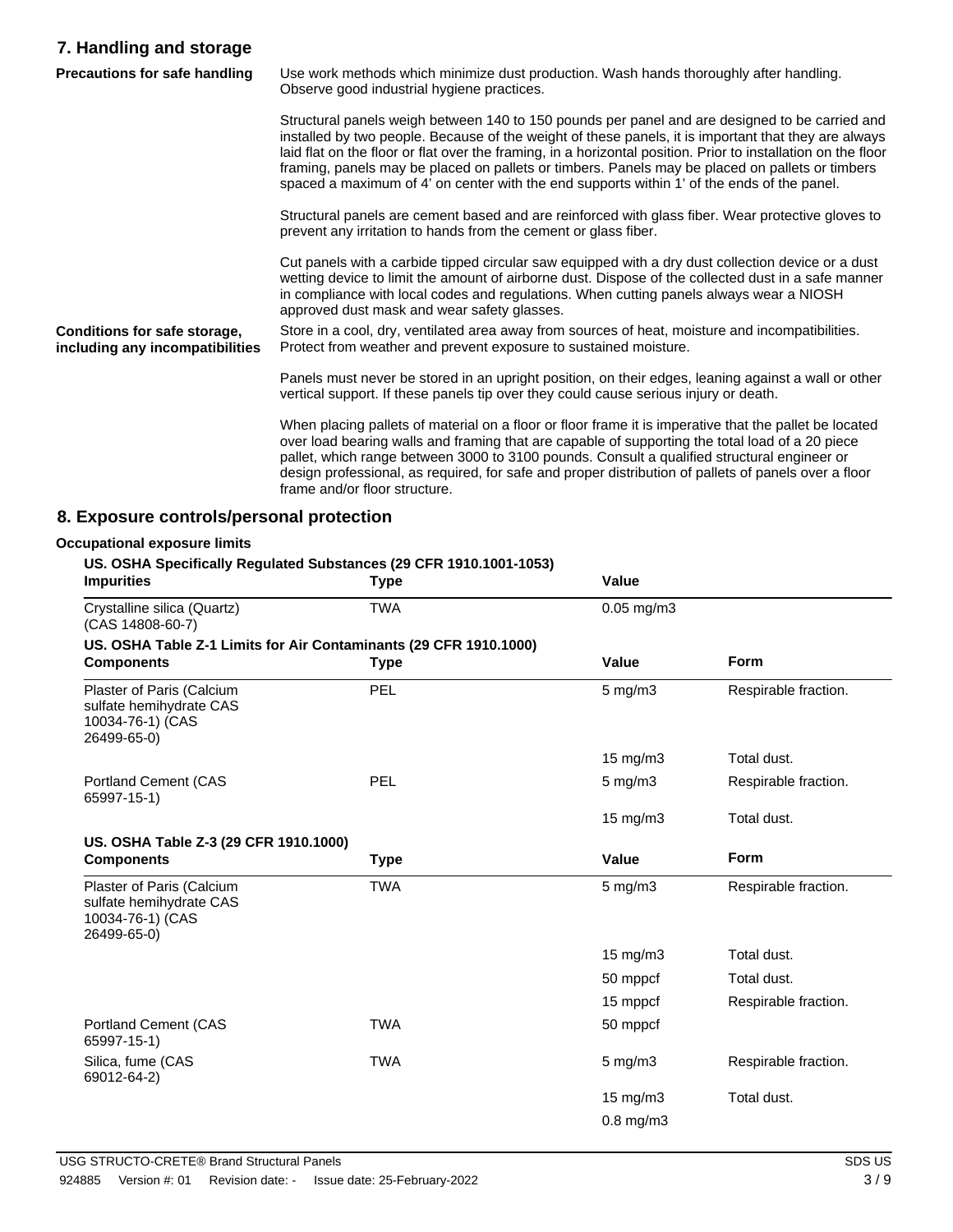## 7. Handling and storage

**Precautions for safe handling**

Use work methods which minimize dust production. Wash hands thoroughly after handling. Observe good industrial hygiene practices.

Structural panels weigh between 140 to 150 pounds per panel and are designed to be carried and installed by two people. Because of the weight of these panels, it is important that they are always laid flat on the floor or flat over the framing, in a horizontal position. Prior to installation on the floor framing, panels may be placed on pallets or timbers. Panels may be placed on pallets or timbers spaced a maximum of 4' on center with the end supports within 1' of the ends of the panel.

Structural panels are cement based and are reinforced with glass fiber. Wear protective gloves to prevent any irritation to hands from the cement or glass fiber.

Cut panels with a carbide tipped circular saw equipped with a dry dust collection device or a dust wetting device to limit the amount of airborne dust. Dispose of the collected dust in a safe manner in compliance with local codes and regulations. When cutting panels always wear a NIOSH approved dust mask and wear safety glasses.

**Conditions for safe storage, including any incompatibilities**

Store in a cool, dry, ventilated area away from sources of heat, moisture and incompatibilities. Protect from weather and prevent exposure to sustained moisture.

Panels must never be stored in an upright position, on their edges, leaning against a wall or other vertical support. If these panels tip over they could cause serious injury or death.

When placing pallets of material on a floor or floor frame it is imperative that the pallet be located over load bearing walls and framing that are capable of supporting the total load of a 20 piece pallet, which range between 3000 to 3100 pounds. Consult a qualified structural engineer or design professional, as required, for safe and proper distribution of pallets of panels over a floor frame and/or floor structure.

## 8. Exposure controls/personal protection

**Occupational exposure limits**

**US. OSHA Specifically Regulated Substances (29 CFR 1910.1001-1053)**

| Impurities | Type | Value |
|---|---|---|
| Crystalline silica (Quartz) (CAS 14808-60-7) | TWA | 0.05 mg/m3 |

**US. OSHA Table Z-1 Limits for Air Contaminants (29 CFR 1910.1000)**

| Components | Type | Value | Form |
|---|---|---|---|
| Plaster of Paris (Calcium sulfate hemihydrate CAS 10034-76-1) (CAS 26499-65-0) | PEL | 5 mg/m3 | Respirable fraction. |
| | | 15 mg/m3 | Total dust. |
| Portland Cement (CAS 65997-15-1) | PEL | 5 mg/m3 | Respirable fraction. |
| | | 15 mg/m3 | Total dust. |

**US. OSHA Table Z-3 (29 CFR 1910.1000)**

| Components | Type | Value | Form |
|---|---|---|---|
| Plaster of Paris (Calcium sulfate hemihydrate CAS 10034-76-1) (CAS 26499-65-0) | TWA | 5 mg/m3 | Respirable fraction. |
| | | 15 mg/m3 | Total dust. |
| | | 50 mppcf | Total dust. |
| | | 15 mppcf | Respirable fraction. |
| Portland Cement (CAS 65997-15-1) | TWA | 50 mppcf | |
| Silica, fume (CAS 69012-64-2) | TWA | 5 mg/m3 | Respirable fraction. |
| | | 15 mg/m3 | Total dust. |
| | | 0.8 mg/m3 | |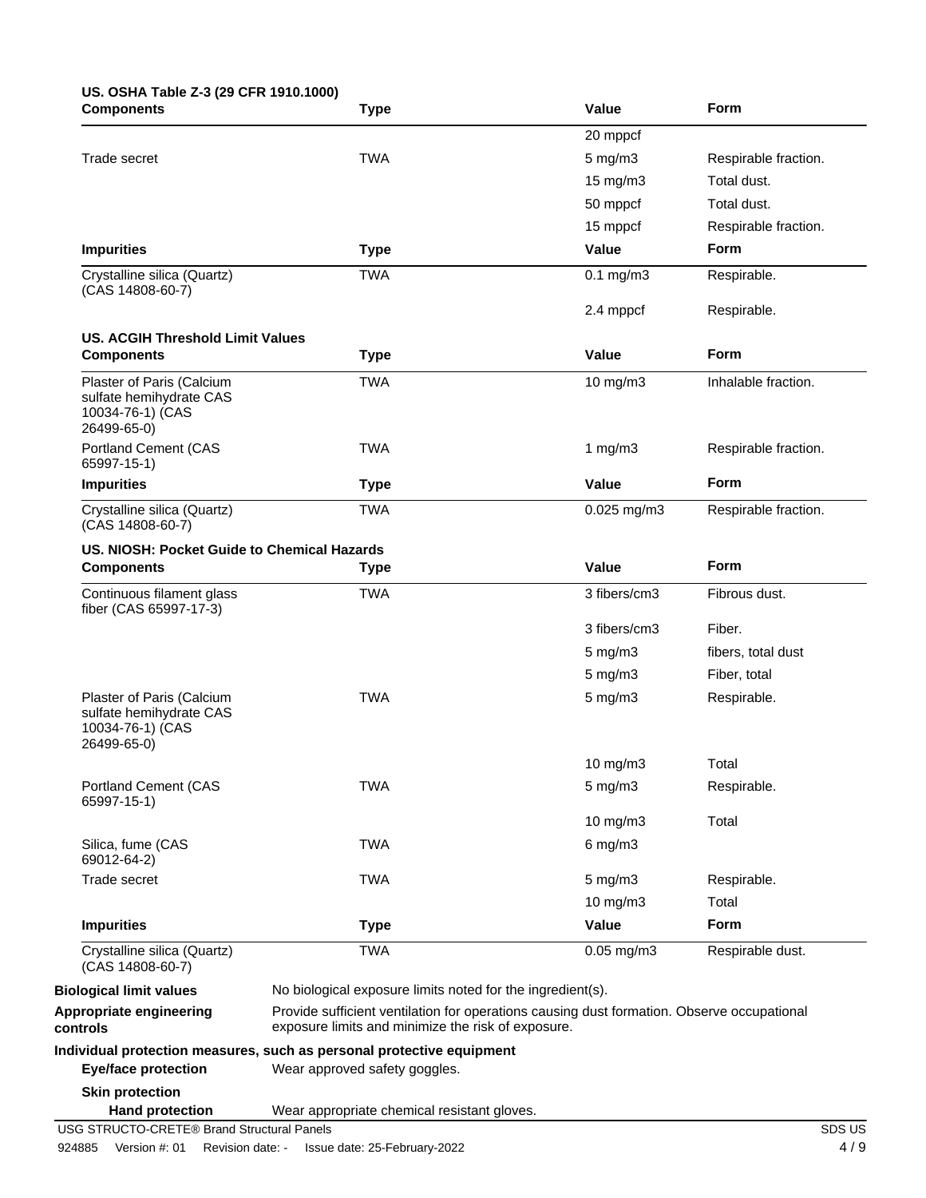**US. OSHA Table Z-3 (29 CFR 1910.1000)**

| Components | Type | Value | Form |
|---|---|---|---|
| | | 20 mppcf | |
| Trade secret | TWA | 5 mg/m3 | Respirable fraction. |
| | | 15 mg/m3 | Total dust. |
| | | 50 mppcf | Total dust. |
| | | 15 mppcf | Respirable fraction. |
| **Impurities** | **Type** | **Value** | **Form** |
| Crystalline silica (Quartz) (CAS 14808-60-7) | TWA | 0.1 mg/m3 | Respirable. |
| | | 2.4 mppcf | Respirable. |

**US. ACGIH Threshold Limit Values**

| Components | Type | Value | Form |
|---|---|---|---|
| Plaster of Paris (Calcium sulfate hemihydrate CAS 10034-76-1) (CAS 26499-65-0) | TWA | 10 mg/m3 | Inhalable fraction. |
| Portland Cement (CAS 65997-15-1) | TWA | 1 mg/m3 | Respirable fraction. |
| **Impurities** | **Type** | **Value** | **Form** |
| Crystalline silica (Quartz) (CAS 14808-60-7) | TWA | 0.025 mg/m3 | Respirable fraction. |

**US. NIOSH: Pocket Guide to Chemical Hazards**

| Components | Type | Value | Form |
|---|---|---|---|
| Continuous filament glass fiber (CAS 65997-17-3) | TWA | 3 fibers/cm3 | Fibrous dust. |
| | | 3 fibers/cm3 | Fiber. |
| | | 5 mg/m3 | fibers, total dust |
| | | 5 mg/m3 | Fiber, total |
| Plaster of Paris (Calcium sulfate hemihydrate CAS 10034-76-1) (CAS 26499-65-0) | TWA | 5 mg/m3 | Respirable. |
| | | 10 mg/m3 | Total |
| Portland Cement (CAS 65997-15-1) | TWA | 5 mg/m3 | Respirable. |
| | | 10 mg/m3 | Total |
| Silica, fume (CAS 69012-64-2) | TWA | 6 mg/m3 | |
| Trade secret | TWA | 5 mg/m3 | Respirable. |
| | | 10 mg/m3 | Total |
| **Impurities** | **Type** | **Value** | **Form** |
| Crystalline silica (Quartz) (CAS 14808-60-7) | TWA | 0.05 mg/m3 | Respirable dust. |

**Biological limit values** No biological exposure limits noted for the ingredient(s).

**Appropriate engineering controls** Provide sufficient ventilation for operations causing dust formation. Observe occupational exposure limits and minimize the risk of exposure.

**Individual protection measures, such as personal protective equipment**

**Eye/face protection** Wear approved safety goggles.

**Skin protection**

**Hand protection** Wear appropriate chemical resistant gloves.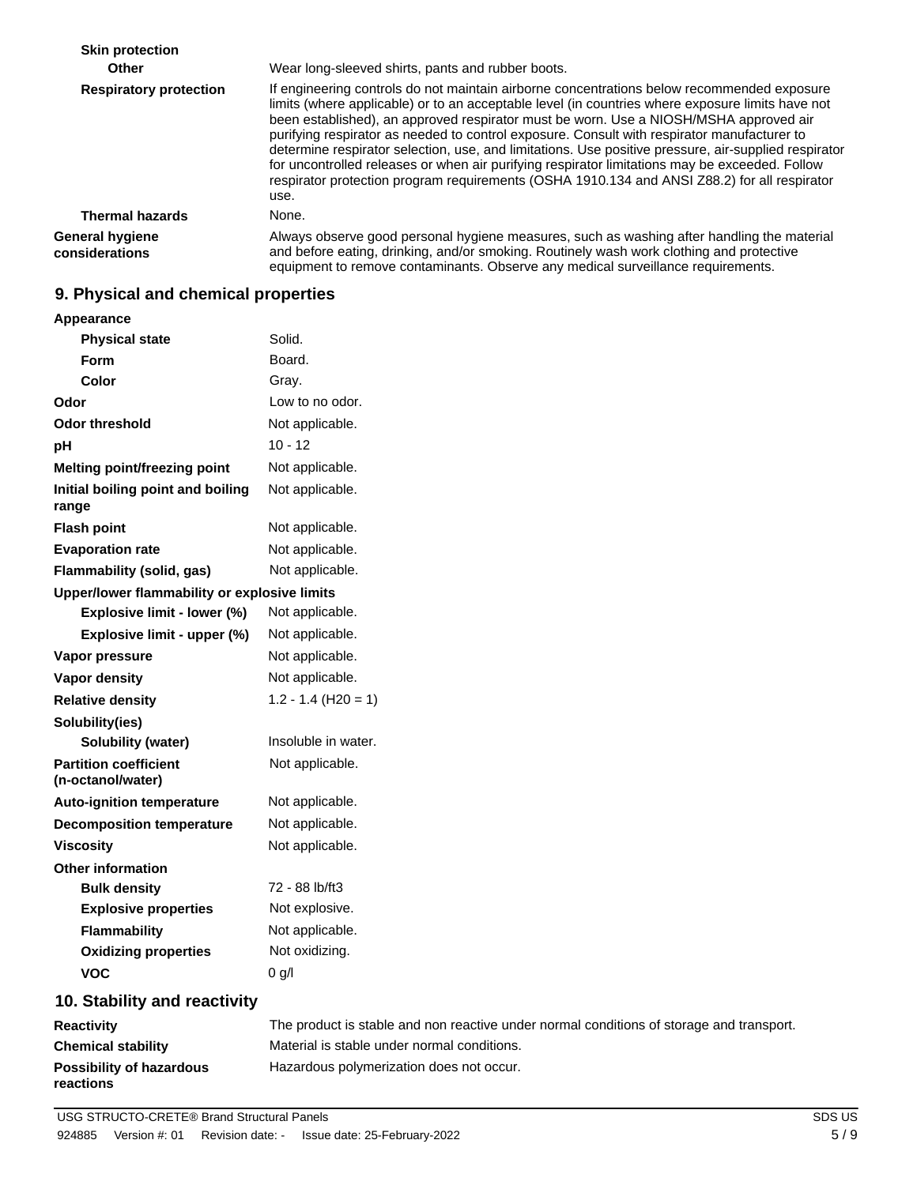| | |
|---|---|
| **Skin protection** | |
| **Other** | Wear long-sleeved shirts, pants and rubber boots. |
| **Respiratory protection** | If engineering controls do not maintain airborne concentrations below recommended exposure limits (where applicable) or to an acceptable level (in countries where exposure limits have not been established), an approved respirator must be worn. Use a NIOSH/MSHA approved air purifying respirator as needed to control exposure. Consult with respirator manufacturer to determine respirator selection, use, and limitations. Use positive pressure, air-supplied respirator for uncontrolled releases or when air purifying respirator limitations may be exceeded. Follow respirator protection program requirements (OSHA 1910.134 and ANSI Z88.2) for all respirator use. |
| **Thermal hazards** | None. |
| **General hygiene considerations** | Always observe good personal hygiene measures, such as washing after handling the material and before eating, drinking, and/or smoking. Routinely wash work clothing and protective equipment to remove contaminants. Observe any medical surveillance requirements. |

## 9. Physical and chemical properties

| | |
|---|---|
| **Appearance** | |
| **Physical state** | Solid. |
| **Form** | Board. |
| **Color** | Gray. |
| **Odor** | Low to no odor. |
| **Odor threshold** | Not applicable. |
| **pH** | 10 - 12 |
| **Melting point/freezing point** | Not applicable. |
| **Initial boiling point and boiling range** | Not applicable. |
| **Flash point** | Not applicable. |
| **Evaporation rate** | Not applicable. |
| **Flammability (solid, gas)** | Not applicable. |
| **Upper/lower flammability or explosive limits** | |
| **Explosive limit - lower (%)** | Not applicable. |
| **Explosive limit - upper (%)** | Not applicable. |
| **Vapor pressure** | Not applicable. |
| **Vapor density** | Not applicable. |
| **Relative density** | 1.2 - 1.4 ($H_2O$ = 1) |
| **Solubility(ies)** | |
| **Solubility (water)** | Insoluble in water. |
| **Partition coefficient (n-octanol/water)** | Not applicable. |
| **Auto-ignition temperature** | Not applicable. |
| **Decomposition temperature** | Not applicable. |
| **Viscosity** | Not applicable. |
| **Other information** | |
| **Bulk density** | 72 - 88 lb/ft3 |
| **Explosive properties** | Not explosive. |
| **Flammability** | Not applicable. |
| **Oxidizing properties** | Not oxidizing. |
| **VOC** | 0 g/l |

## 10. Stability and reactivity

| | |
|---|---|
| **Reactivity** | The product is stable and non reactive under normal conditions of storage and transport. |
| **Chemical stability** | Material is stable under normal conditions. |
| **Possibility of hazardous reactions** | Hazardous polymerization does not occur. |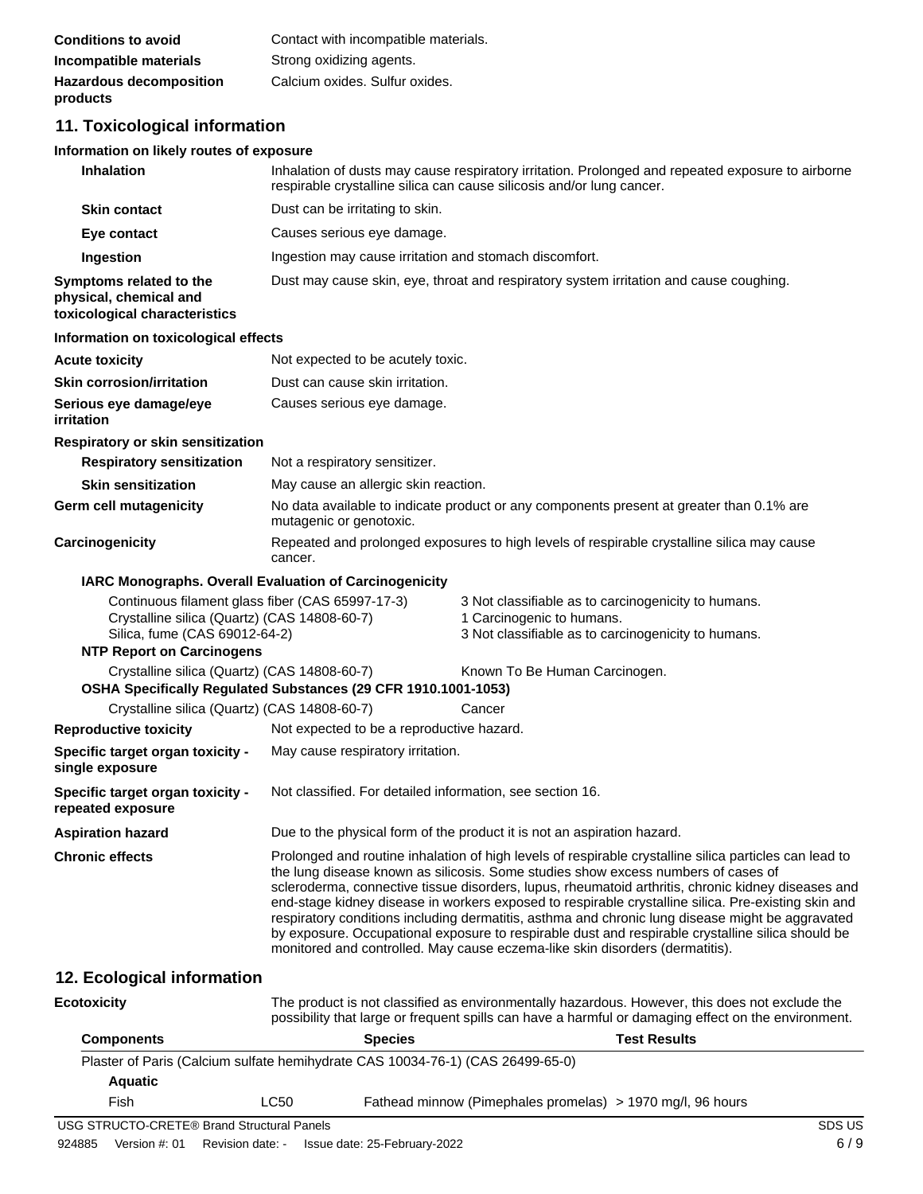| | |
|---|---|
| **Conditions to avoid** | Contact with incompatible materials. |
| **Incompatible materials** | Strong oxidizing agents. |
| **Hazardous decomposition products** | Calcium oxides. Sulfur oxides. |

## 11. Toxicological information

**Information on likely routes of exposure**

| | |
|---|---|
| **Inhalation** | Inhalation of dusts may cause respiratory irritation. Prolonged and repeated exposure to airborne respirable crystalline silica can cause silicosis and/or lung cancer. |
| **Skin contact** | Dust can be irritating to skin. |
| **Eye contact** | Causes serious eye damage. |
| **Ingestion** | Ingestion may cause irritation and stomach discomfort. |
| **Symptoms related to the physical, chemical and toxicological characteristics** | Dust may cause skin, eye, throat and respiratory system irritation and cause coughing. |

**Information on toxicological effects**

| | |
|---|---|
| **Acute toxicity** | Not expected to be acutely toxic. |
| **Skin corrosion/irritation** | Dust can cause skin irritation. |
| **Serious eye damage/eye irritation** | Causes serious eye damage. |

**Respiratory or skin sensitization**

| | |
|---|---|
| **Respiratory sensitization** | Not a respiratory sensitizer. |
| **Skin sensitization** | May cause an allergic skin reaction. |
| **Germ cell mutagenicity** | No data available to indicate product or any components present at greater than 0.1% are mutagenic or genotoxic. |
| **Carcinogenicity** | Repeated and prolonged exposures to high levels of respirable crystalline silica may cause cancer. |

**IARC Monographs. Overall Evaluation of Carcinogenicity**

| | |
|---|---|
| Continuous filament glass fiber (CAS 65997-17-3) | 3 Not classifiable as to carcinogenicity to humans. |
| Crystalline silica (Quartz) (CAS 14808-60-7) | 1 Carcinogenic to humans. |
| Silica, fume (CAS 69012-64-2) | 3 Not classifiable as to carcinogenicity to humans. |

**NTP Report on Carcinogens**

| | |
|---|---|
| Crystalline silica (Quartz) (CAS 14808-60-7) | Known To Be Human Carcinogen. |

**OSHA Specifically Regulated Substances (29 CFR 1910.1001-1053)**

| | |
|---|---|
| Crystalline silica (Quartz) (CAS 14808-60-7) | Cancer |

| | |
|---|---|
| **Reproductive toxicity** | Not expected to be a reproductive hazard. |
| **Specific target organ toxicity - single exposure** | May cause respiratory irritation. |
| **Specific target organ toxicity - repeated exposure** | Not classified. For detailed information, see section 16. |
| **Aspiration hazard** | Due to the physical form of the product it is not an aspiration hazard. |
| **Chronic effects** | Prolonged and routine inhalation of high levels of respirable crystalline silica particles can lead to the lung disease known as silicosis. Some studies show excess numbers of cases of scleroderma, connective tissue disorders, lupus, rheumatoid arthritis, chronic kidney diseases and end-stage kidney disease in workers exposed to respirable crystalline silica. Pre-existing skin and respiratory conditions including dermatitis, asthma and chronic lung disease might be aggravated by exposure. Occupational exposure to respirable dust and respirable crystalline silica should be monitored and controlled. May cause eczema-like skin disorders (dermatitis). |

## 12. Ecological information

**Ecotoxicity**

The product is not classified as environmentally hazardous. However, this does not exclude the possibility that large or frequent spills can have a harmful or damaging effect on the environment.

| Components | | Species | Test Results |
|---|---|---|---|
| Plaster of Paris (Calcium sulfate hemihydrate CAS 10034-76-1) (CAS 26499-65-0) | | | |
| **Aquatic** | | | |
| Fish | LC50 | Fathead minnow (Pimephales promelas) | > 1970 mg/l, 96 hours |

USG STRUCTO-CRETE® Brand Structural Panels — SDS US

924885 Version #: 01 Revision date: - Issue date: 25-February-2022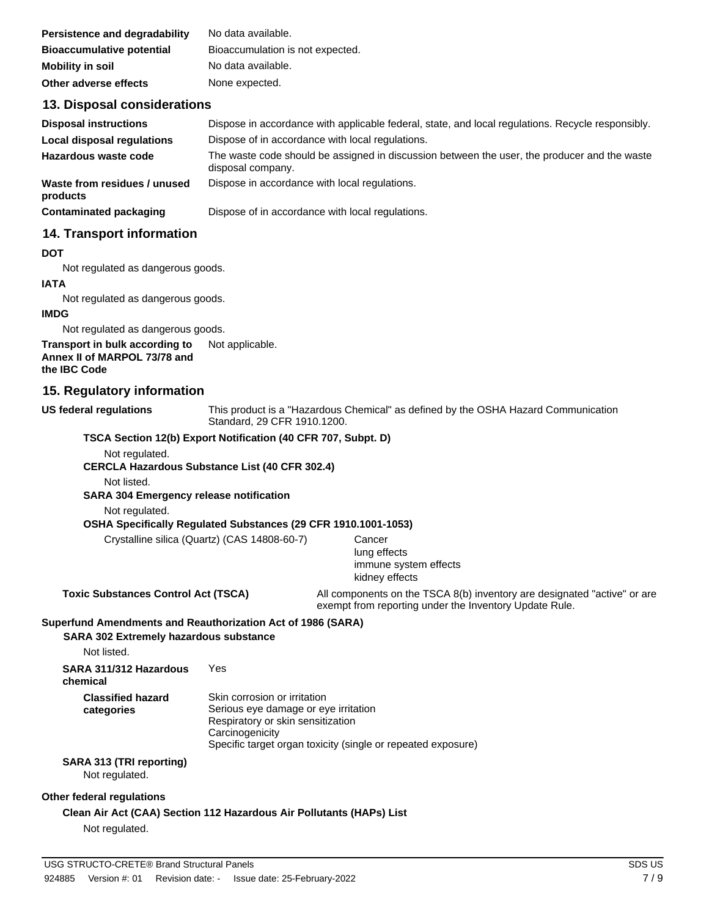| | |
|---|---|
| **Persistence and degradability** | No data available. |
| **Bioaccumulative potential** | Bioaccumulation is not expected. |
| **Mobility in soil** | No data available. |
| **Other adverse effects** | None expected. |

## 13. Disposal considerations

| | |
|---|---|
| **Disposal instructions** | Dispose in accordance with applicable federal, state, and local regulations. Recycle responsibly. |
| **Local disposal regulations** | Dispose of in accordance with local regulations. |
| **Hazardous waste code** | The waste code should be assigned in discussion between the user, the producer and the waste disposal company. |
| **Waste from residues / unused products** | Dispose in accordance with local regulations. |
| **Contaminated packaging** | Dispose of in accordance with local regulations. |

## 14. Transport information

**DOT**

Not regulated as dangerous goods.

**IATA**

Not regulated as dangerous goods.

**IMDG**

Not regulated as dangerous goods.

**Transport in bulk according to Annex II of MARPOL 73/78 and the IBC Code** Not applicable.

## 15. Regulatory information

**US federal regulations** This product is a "Hazardous Chemical" as defined by the OSHA Hazard Communication Standard, 29 CFR 1910.1200.

**TSCA Section 12(b) Export Notification (40 CFR 707, Subpt. D)**

Not regulated.

**CERCLA Hazardous Substance List (40 CFR 302.4)**

Not listed.

**SARA 304 Emergency release notification**

Not regulated.

**OSHA Specifically Regulated Substances (29 CFR 1910.1001-1053)**

| | |
|---|---|
| Crystalline silica (Quartz) (CAS 14808-60-7) | Cancer<br>lung effects<br>immune system effects<br>kidney effects |

**Toxic Substances Control Act (TSCA)** All components on the TSCA 8(b) inventory are designated "active" or are exempt from reporting under the Inventory Update Rule.

**Superfund Amendments and Reauthorization Act of 1986 (SARA)**

**SARA 302 Extremely hazardous substance**

Not listed.

**SARA 311/312 Hazardous chemical** Yes

**Classified hazard categories**

Skin corrosion or irritation
Serious eye damage or eye irritation
Respiratory or skin sensitization
Carcinogenicity
Specific target organ toxicity (single or repeated exposure)

**SARA 313 (TRI reporting)**

Not regulated.

**Other federal regulations**

**Clean Air Act (CAA) Section 112 Hazardous Air Pollutants (HAPs) List**

Not regulated.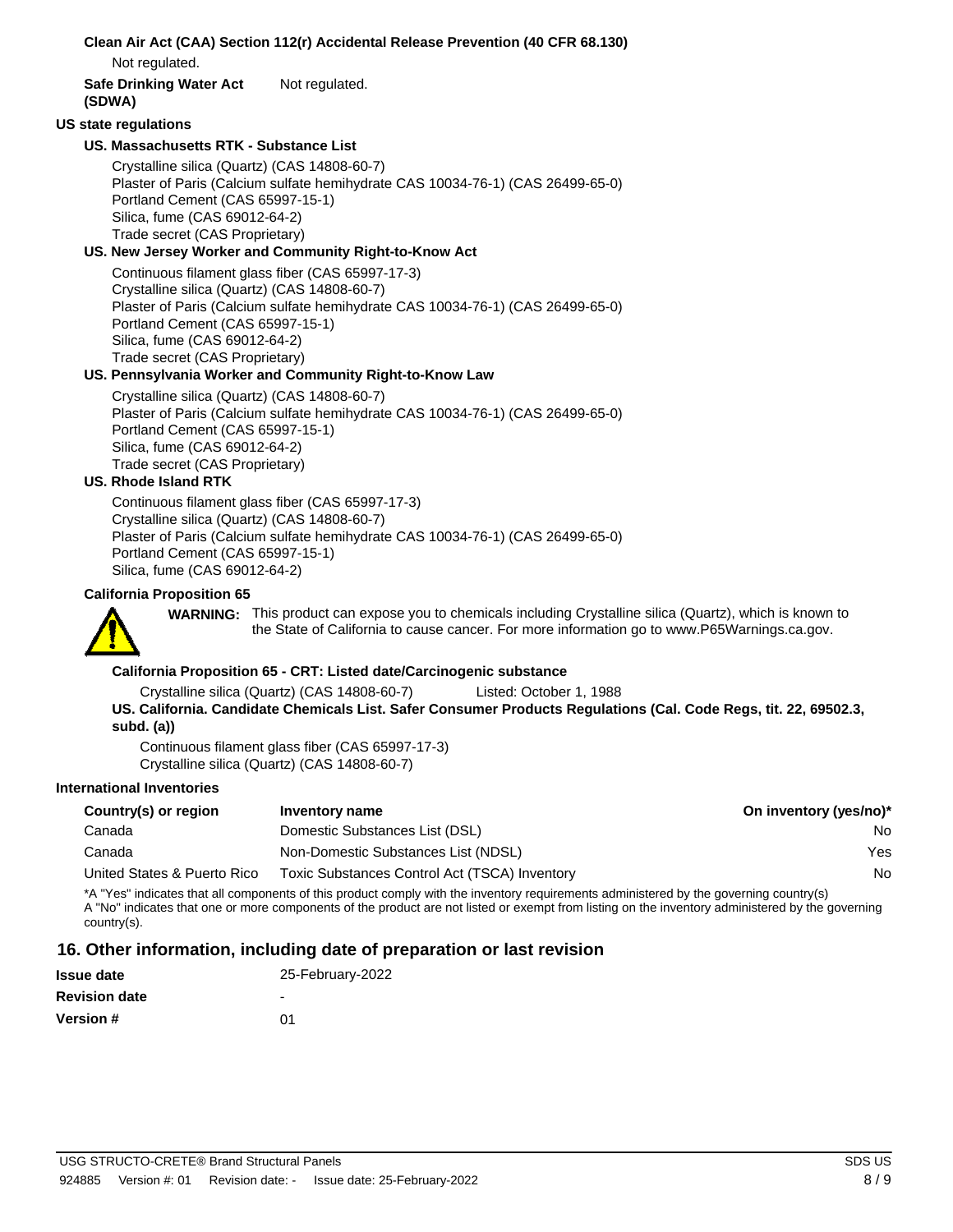**Clean Air Act (CAA) Section 112(r) Accidental Release Prevention (40 CFR 68.130)**

Not regulated.

**Safe Drinking Water Act (SDWA)** Not regulated.

**US state regulations**

**US. Massachusetts RTK - Substance List**

Crystalline silica (Quartz) (CAS 14808-60-7)
Plaster of Paris (Calcium sulfate hemihydrate CAS 10034-76-1) (CAS 26499-65-0)
Portland Cement (CAS 65997-15-1)
Silica, fume (CAS 69012-64-2)
Trade secret (CAS Proprietary)

**US. New Jersey Worker and Community Right-to-Know Act**

Continuous filament glass fiber (CAS 65997-17-3)
Crystalline silica (Quartz) (CAS 14808-60-7)
Plaster of Paris (Calcium sulfate hemihydrate CAS 10034-76-1) (CAS 26499-65-0)
Portland Cement (CAS 65997-15-1)
Silica, fume (CAS 69012-64-2)
Trade secret (CAS Proprietary)

**US. Pennsylvania Worker and Community Right-to-Know Law**

Crystalline silica (Quartz) (CAS 14808-60-7)
Plaster of Paris (Calcium sulfate hemihydrate CAS 10034-76-1) (CAS 26499-65-0)
Portland Cement (CAS 65997-15-1)
Silica, fume (CAS 69012-64-2)
Trade secret (CAS Proprietary)

**US. Rhode Island RTK**

Continuous filament glass fiber (CAS 65997-17-3)
Crystalline silica (Quartz) (CAS 14808-60-7)
Plaster of Paris (Calcium sulfate hemihydrate CAS 10034-76-1) (CAS 26499-65-0)
Portland Cement (CAS 65997-15-1)
Silica, fume (CAS 69012-64-2)

**California Proposition 65**

**WARNING:** This product can expose you to chemicals including Crystalline silica (Quartz), which is known to the State of California to cause cancer. For more information go to www.P65Warnings.ca.gov.

**California Proposition 65 - CRT: Listed date/Carcinogenic substance**

Crystalline silica (Quartz) (CAS 14808-60-7) Listed: October 1, 1988

**US. California. Candidate Chemicals List. Safer Consumer Products Regulations (Cal. Code Regs, tit. 22, 69502.3, subd. (a))**

Continuous filament glass fiber (CAS 65997-17-3)
Crystalline silica (Quartz) (CAS 14808-60-7)

**International Inventories**

| Country(s) or region | Inventory name | On inventory (yes/no)* |
|---|---|---|
| Canada | Domestic Substances List (DSL) | No |
| Canada | Non-Domestic Substances List (NDSL) | Yes |
| United States & Puerto Rico | Toxic Substances Control Act (TSCA) Inventory | No |

*A "Yes" indicates that all components of this product comply with the inventory requirements administered by the governing country(s)
A "No" indicates that one or more components of the product are not listed or exempt from listing on the inventory administered by the governing country(s).

## 16. Other information, including date of preparation or last revision

| | |
|---|---|
| **Issue date** | 25-February-2022 |
| **Revision date** | - |
| **Version #** | 01 |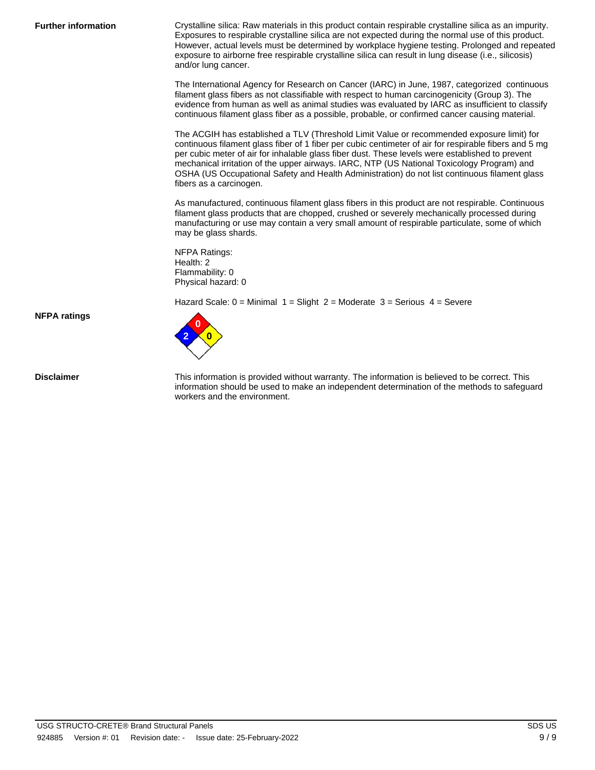**Further information**

Crystalline silica: Raw materials in this product contain respirable crystalline silica as an impurity. Exposures to respirable crystalline silica are not expected during the normal use of this product. However, actual levels must be determined by workplace hygiene testing. Prolonged and repeated exposure to airborne free respirable crystalline silica can result in lung disease (i.e., silicosis) and/or lung cancer.

The International Agency for Research on Cancer (IARC) in June, 1987, categorized continuous filament glass fibers as not classifiable with respect to human carcinogenicity (Group 3). The evidence from human as well as animal studies was evaluated by IARC as insufficient to classify continuous filament glass fiber as a possible, probable, or confirmed cancer causing material.

The ACGIH has established a TLV (Threshold Limit Value or recommended exposure limit) for continuous filament glass fiber of 1 fiber per cubic centimeter of air for respirable fibers and 5 mg per cubic meter of air for inhalable glass fiber dust. These levels were established to prevent mechanical irritation of the upper airways. IARC, NTP (US National Toxicology Program) and OSHA (US Occupational Safety and Health Administration) do not list continuous filament glass fibers as a carcinogen.

As manufactured, continuous filament glass fibers in this product are not respirable. Continuous filament glass products that are chopped, crushed or severely mechanically processed during manufacturing or use may contain a very small amount of respirable particulate, some of which may be glass shards.

NFPA Ratings:
Health: 2
Flammability: 0
Physical hazard: 0

Hazard Scale: 0 = Minimal 1 = Slight 2 = Moderate 3 = Serious 4 = Severe

**NFPA ratings**

0
2
0

**Disclaimer**

This information is provided without warranty. The information is believed to be correct. This information should be used to make an independent determination of the methods to safeguard workers and the environment.